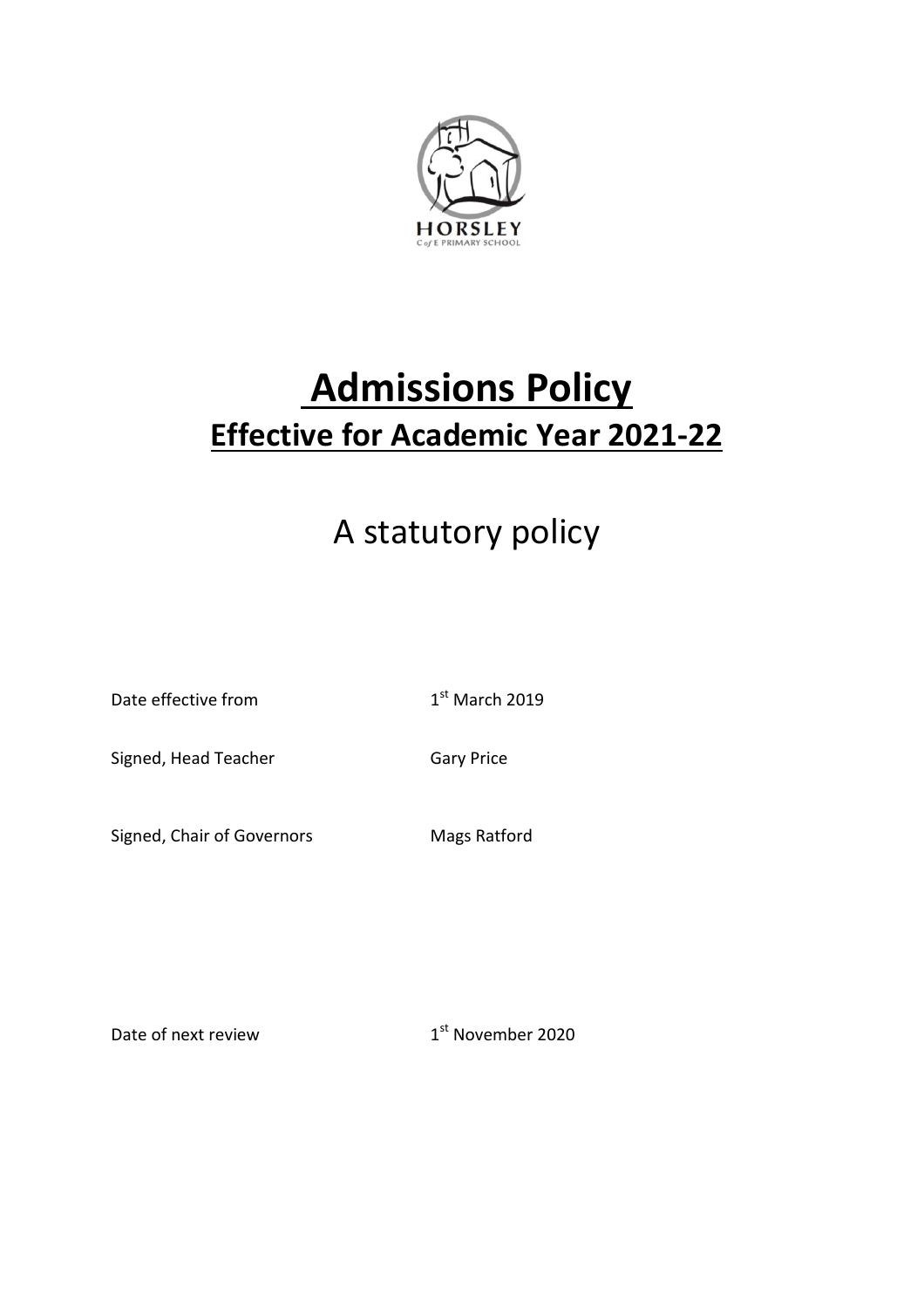# Admissions Policy

## Effective for Academic Year 2021-22

A statutory policy

Date effective from 1st March 2019

Signed, Head Teacher Gary Price

Signed, Chair of Governors Mags Ratford

Date of next review 1st November 2020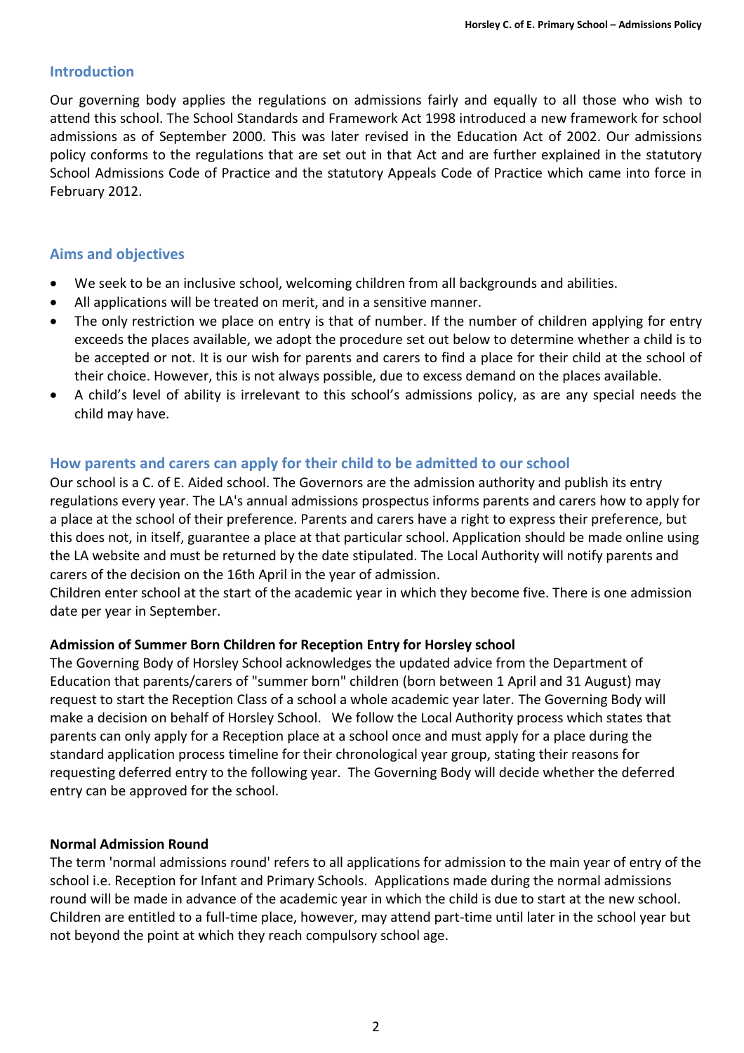## Introduction

Our governing body applies the regulations on admissions fairly and equally to all those who wish to attend this school. The School Standards and Framework Act 1998 introduced a new framework for school admissions as of September 2000. This was later revised in the Education Act of 2002. Our admissions policy conforms to the regulations that are set out in that Act and are further explained in the statutory School Admissions Code of Practice and the statutory Appeals Code of Practice which came into force in February 2012.

## Aims and objectives

- We seek to be an inclusive school, welcoming children from all backgrounds and abilities.
- All applications will be treated on merit, and in a sensitive manner.
- The only restriction we place on entry is that of number. If the number of children applying for entry exceeds the places available, we adopt the procedure set out below to determine whether a child is to be accepted or not. It is our wish for parents and carers to find a place for their child at the school of their choice. However, this is not always possible, due to excess demand on the places available.
- A child's level of ability is irrelevant to this school's admissions policy, as are any special needs the child may have.

## How parents and carers can apply for their child to be admitted to our school

Our school is a C. of E. Aided school. The Governors are the admission authority and publish its entry regulations every year. The LA's annual admissions prospectus informs parents and carers how to apply for a place at the school of their preference. Parents and carers have a right to express their preference, but this does not, in itself, guarantee a place at that particular school. Application should be made online using the LA website and must be returned by the date stipulated. The Local Authority will notify parents and carers of the decision on the 16th April in the year of admission.
Children enter school at the start of the academic year in which they become five. There is one admission date per year in September.

### Admission of Summer Born Children for Reception Entry for Horsley school

The Governing Body of Horsley School acknowledges the updated advice from the Department of Education that parents/carers of "summer born" children (born between 1 April and 31 August) may request to start the Reception Class of a school a whole academic year later. The Governing Body will make a decision on behalf of Horsley School. We follow the Local Authority process which states that parents can only apply for a Reception place at a school once and must apply for a place during the standard application process timeline for their chronological year group, stating their reasons for requesting deferred entry to the following year. The Governing Body will decide whether the deferred entry can be approved for the school.

### Normal Admission Round

The term 'normal admissions round' refers to all applications for admission to the main year of entry of the school i.e. Reception for Infant and Primary Schools. Applications made during the normal admissions round will be made in advance of the academic year in which the child is due to start at the new school. Children are entitled to a full-time place, however, may attend part-time until later in the school year but not beyond the point at which they reach compulsory school age.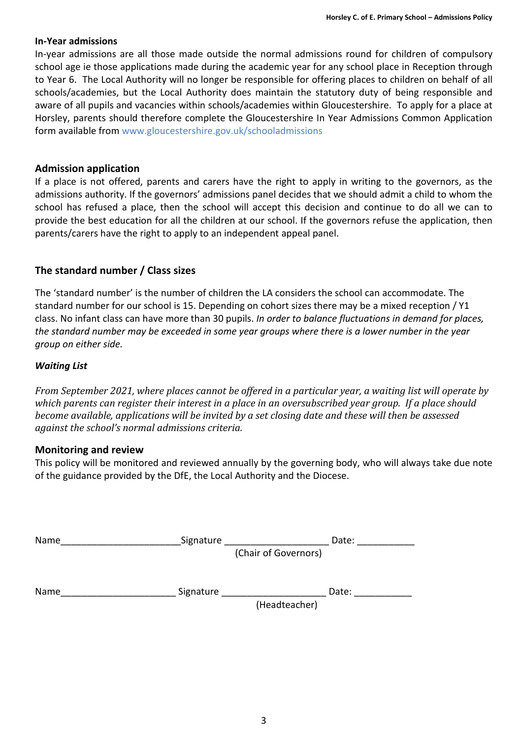**In-Year admissions**

In-year admissions are all those made outside the normal admissions round for children of compulsory school age ie those applications made during the academic year for any school place in Reception through to Year 6. The Local Authority will no longer be responsible for offering places to children on behalf of all schools/academies, but the Local Authority does maintain the statutory duty of being responsible and aware of all pupils and vacancies within schools/academies within Gloucestershire. To apply for a place at Horsley, parents should therefore complete the Gloucestershire In Year Admissions Common Application form available from www.gloucestershire.gov.uk/schooladmissions

## Admission application

If a place is not offered, parents and carers have the right to apply in writing to the governors, as the admissions authority. If the governors' admissions panel decides that we should admit a child to whom the school has refused a place, then the school will accept this decision and continue to do all we can to provide the best education for all the children at our school. If the governors refuse the application, then parents/carers have the right to apply to an independent appeal panel.

## The standard number / Class sizes

The 'standard number' is the number of children the LA considers the school can accommodate. The standard number for our school is 15. Depending on cohort sizes there may be a mixed reception / Y1 class. No infant class can have more than 30 pupils. *In order to balance fluctuations in demand for places, the standard number may be exceeded in some year groups where there is a lower number in the year group on either side.*

***Waiting List***

*From September 2021, where places cannot be offered in a particular year, a waiting list will operate by which parents can register their interest in a place in an oversubscribed year group. If a place should become available, applications will be invited by a set closing date and these will then be assessed against the school's normal admissions criteria.*

## Monitoring and review

This policy will be monitored and reviewed annually by the governing body, who will always take due note of the guidance provided by the DfE, the Local Authority and the Diocese.

Name_______________________Signature ____________________ Date: ___________
(Chair of Governors)

Name______________________ Signature ____________________ Date: ___________
(Headteacher)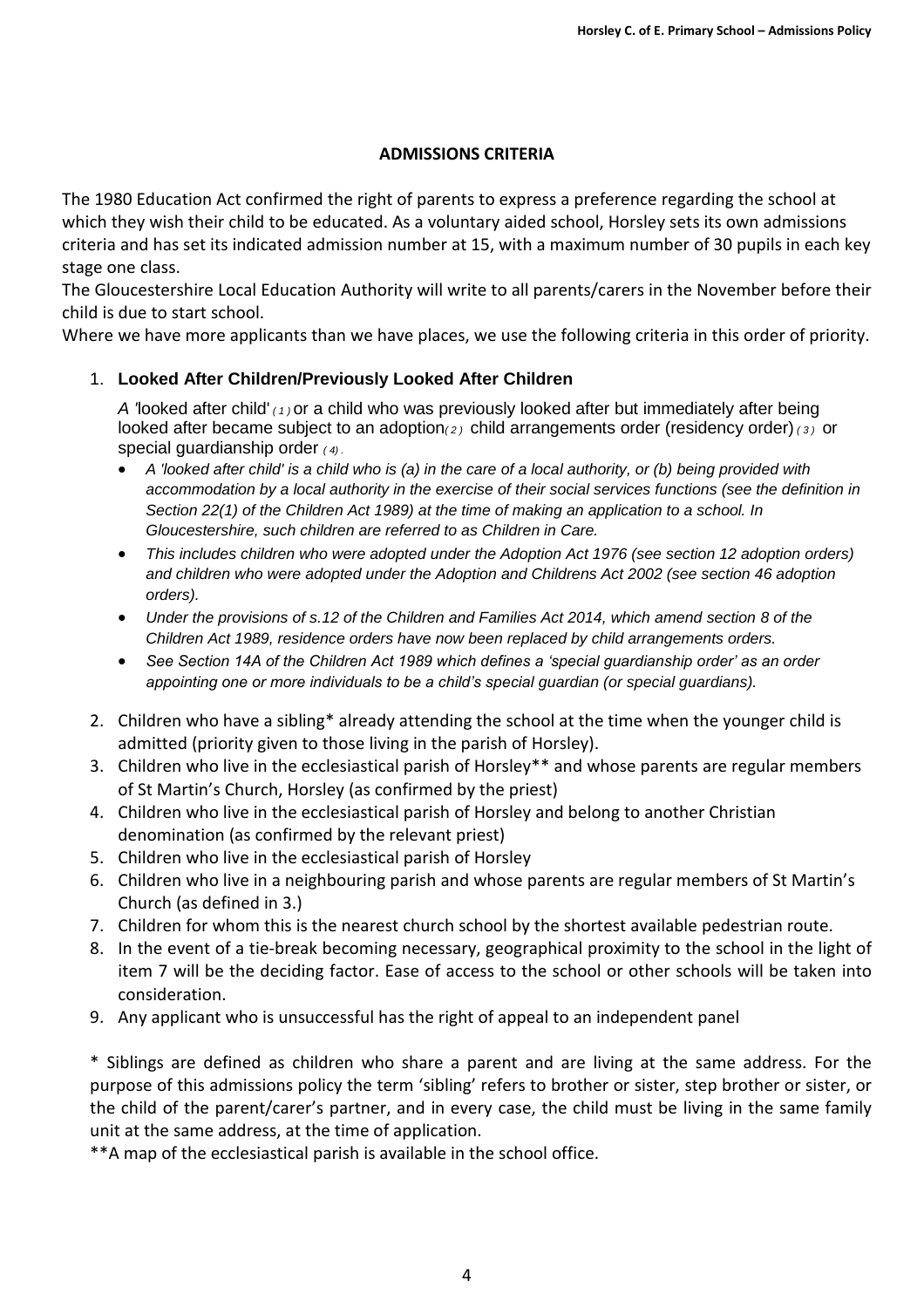## ADMISSIONS CRITERIA

The 1980 Education Act confirmed the right of parents to express a preference regarding the school at which they wish their child to be educated. As a voluntary aided school, Horsley sets its own admissions criteria and has set its indicated admission number at 15, with a maximum number of 30 pupils in each key stage one class.
The Gloucestershire Local Education Authority will write to all parents/carers in the November before their child is due to start school.
Where we have more applicants than we have places, we use the following criteria in this order of priority.

1. **Looked After Children/Previously Looked After Children**

   *A* 'looked after child' (1) or a child who was previously looked after but immediately after being looked after became subject to an adoption(2) child arrangements order (residency order) (3) or special guardianship order (4).

   - *A 'looked after child' is a child who is (a) in the care of a local authority, or (b) being provided with accommodation by a local authority in the exercise of their social services functions (see the definition in Section 22(1) of the Children Act 1989) at the time of making an application to a school. In Gloucestershire, such children are referred to as Children in Care.*
   - *This includes children who were adopted under the Adoption Act 1976 (see section 12 adoption orders) and children who were adopted under the Adoption and Childrens Act 2002 (see section 46 adoption orders).*
   - *Under the provisions of s.12 of the Children and Families Act 2014, which amend section 8 of the Children Act 1989, residence orders have now been replaced by child arrangements orders.*
   - *See Section 14A of the Children Act 1989 which defines a 'special guardianship order' as an order appointing one or more individuals to be a child's special guardian (or special guardians).*

2. Children who have a sibling* already attending the school at the time when the younger child is admitted (priority given to those living in the parish of Horsley).
3. Children who live in the ecclesiastical parish of Horsley** and whose parents are regular members of St Martin's Church, Horsley (as confirmed by the priest)
4. Children who live in the ecclesiastical parish of Horsley and belong to another Christian denomination (as confirmed by the relevant priest)
5. Children who live in the ecclesiastical parish of Horsley
6. Children who live in a neighbouring parish and whose parents are regular members of St Martin's Church (as defined in 3.)
7. Children for whom this is the nearest church school by the shortest available pedestrian route.
8. In the event of a tie-break becoming necessary, geographical proximity to the school in the light of item 7 will be the deciding factor. Ease of access to the school or other schools will be taken into consideration.
9. Any applicant who is unsuccessful has the right of appeal to an independent panel

* Siblings are defined as children who share a parent and are living at the same address. For the purpose of this admissions policy the term 'sibling' refers to brother or sister, step brother or sister, or the child of the parent/carer's partner, and in every case, the child must be living in the same family unit at the same address, at the time of application.

**A map of the ecclesiastical parish is available in the school office.